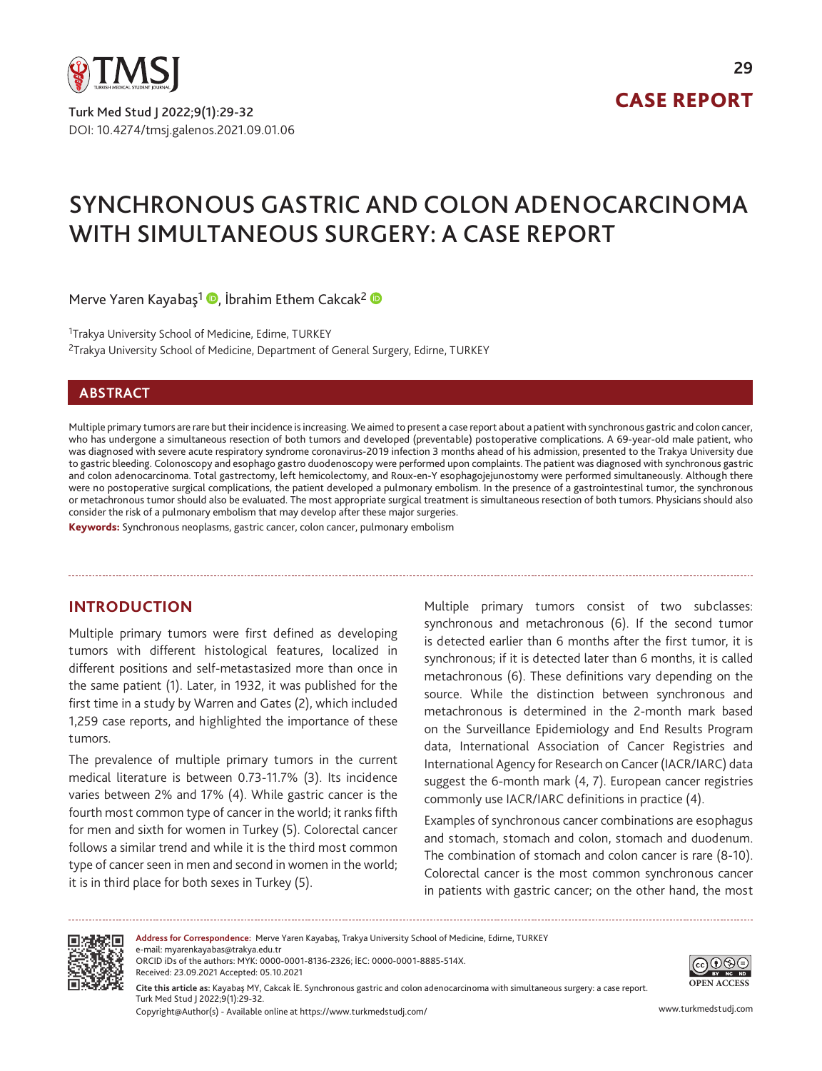# SYNCHRONOUS GASTRIC AND COLON ADENOCARCINOMA WITH SIMULTANEOUS SURGERY: A CASE REPORT

**CASE REPORT**

Turk Med Stud J 2022;9(1):29-32
DOI: 10.4274/tmsj.galenos.2021.09.01.06

Merve Yaren Kayabaş[1], İbrahim Ethem Cakcak[2]

[1]Trakya University School of Medicine, Edirne, TURKEY
[2]Trakya University School of Medicine, Department of General Surgery, Edirne, TURKEY

## ABSTRACT

Multiple primary tumors are rare but their incidence is increasing. We aimed to present a case report about a patient with synchronous gastric and colon cancer, who has undergone a simultaneous resection of both tumors and developed (preventable) postoperative complications. A 69-year-old male patient, who was diagnosed with severe acute respiratory syndrome coronavirus-2019 infection 3 months ahead of his admission, presented to the Trakya University due to gastric bleeding. Colonoscopy and esophago gastro duodenoscopy were performed upon complaints. The patient was diagnosed with synchronous gastric and colon adenocarcinoma. Total gastrectomy, left hemicolectomy, and Roux-en-Y esophagojejunostomy were performed simultaneously. Although there were no postoperative surgical complications, the patient developed a pulmonary embolism. In the presence of a gastrointestinal tumor, the synchronous or metachronous tumor should also be evaluated. The most appropriate surgical treatment is simultaneous resection of both tumors. Physicians should also consider the risk of a pulmonary embolism that may develop after these major surgeries.

**Keywords:** Synchronous neoplasms, gastric cancer, colon cancer, pulmonary embolism

## INTRODUCTION

Multiple primary tumors were first defined as developing tumors with different histological features, localized in different positions and self-metastasized more than once in the same patient (1). Later, in 1932, it was published for the first time in a study by Warren and Gates (2), which included 1,259 case reports, and highlighted the importance of these tumors.

The prevalence of multiple primary tumors in the current medical literature is between 0.73-11.7% (3). Its incidence varies between 2% and 17% (4). While gastric cancer is the fourth most common type of cancer in the world; it ranks fifth for men and sixth for women in Turkey (5). Colorectal cancer follows a similar trend and while it is the third most common type of cancer seen in men and second in women in the world; it is in third place for both sexes in Turkey (5).

Multiple primary tumors consist of two subclasses: synchronous and metachronous (6). If the second tumor is detected earlier than 6 months after the first tumor, it is synchronous; if it is detected later than 6 months, it is called metachronous (6). These definitions vary depending on the source. While the distinction between synchronous and metachronous is determined in the 2-month mark based on the Surveillance Epidemiology and End Results Program data, International Association of Cancer Registries and International Agency for Research on Cancer (IACR/IARC) data suggest the 6-month mark (4, 7). European cancer registries commonly use IACR/IARC definitions in practice (4).

Examples of synchronous cancer combinations are esophagus and stomach, stomach and colon, stomach and duodenum. The combination of stomach and colon cancer is rare (8-10). Colorectal cancer is the most common synchronous cancer in patients with gastric cancer; on the other hand, the most

---

**Address for Correspondence:** Merve Yaren Kayabaş, Trakya University School of Medicine, Edirne, TURKEY
e-mail: myarenkayabas@trakya.edu.tr
ORCID iDs of the authors: MYK: 0000-0001-8136-2326; İEC: 0000-0001-8885-514X.
Received: 23.09.2021 Accepted: 05.10.2021

**Cite this article as:** Kayabaş MY, Cakcak İE. Synchronous gastric and colon adenocarcinoma with simultaneous surgery: a case report. Turk Med Stud J 2022;9(1):29-32.
Copyright@Author(s) - Available online at https://www.turkmedstudj.com/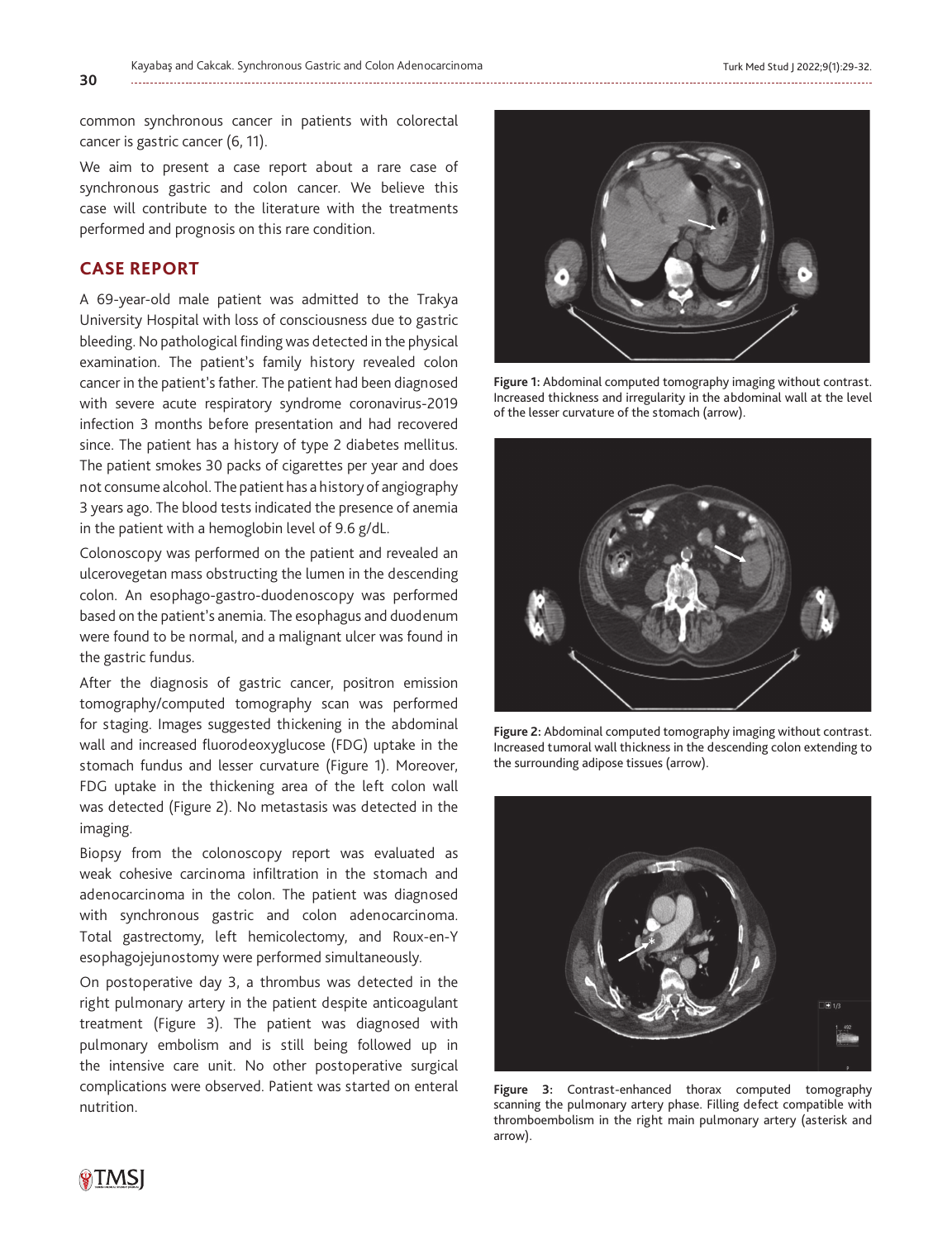common synchronous cancer in patients with colorectal cancer is gastric cancer (6, 11).

We aim to present a case report about a rare case of synchronous gastric and colon cancer. We believe this case will contribute to the literature with the treatments performed and prognosis on this rare condition.

## CASE REPORT

A 69-year-old male patient was admitted to the Trakya University Hospital with loss of consciousness due to gastric bleeding. No pathological finding was detected in the physical examination. The patient's family history revealed colon cancer in the patient's father. The patient had been diagnosed with severe acute respiratory syndrome coronavirus-2019 infection 3 months before presentation and had recovered since. The patient has a history of type 2 diabetes mellitus. The patient smokes 30 packs of cigarettes per year and does not consume alcohol. The patient has a history of angiography 3 years ago. The blood tests indicated the presence of anemia in the patient with a hemoglobin level of 9.6 g/dL.

Colonoscopy was performed on the patient and revealed an ulcerovegetan mass obstructing the lumen in the descending colon. An esophago-gastro-duodenoscopy was performed based on the patient's anemia. The esophagus and duodenum were found to be normal, and a malignant ulcer was found in the gastric fundus.

After the diagnosis of gastric cancer, positron emission tomography/computed tomography scan was performed for staging. Images suggested thickening in the abdominal wall and increased fluorodeoxyglucose (FDG) uptake in the stomach fundus and lesser curvature (Figure 1). Moreover, FDG uptake in the thickening area of the left colon wall was detected (Figure 2). No metastasis was detected in the imaging.

Biopsy from the colonoscopy report was evaluated as weak cohesive carcinoma infiltration in the stomach and adenocarcinoma in the colon. The patient was diagnosed with synchronous gastric and colon adenocarcinoma. Total gastrectomy, left hemicolectomy, and Roux-en-Y esophagojejunostomy were performed simultaneously.

On postoperative day 3, a thrombus was detected in the right pulmonary artery in the patient despite anticoagulant treatment (Figure 3). The patient was diagnosed with pulmonary embolism and is still being followed up in the intensive care unit. No other postoperative surgical complications were observed. Patient was started on enteral nutrition.

**Figure 1:** Abdominal computed tomography imaging without contrast. Increased thickness and irregularity in the abdominal wall at the level of the lesser curvature of the stomach (arrow).

**Figure 2:** Abdominal computed tomography imaging without contrast. Increased tumoral wall thickness in the descending colon extending to the surrounding adipose tissues (arrow).

**Figure 3:** Contrast-enhanced thorax computed tomography scanning the pulmonary artery phase. Filling defect compatible with thromboembolism in the right main pulmonary artery (asterisk and arrow).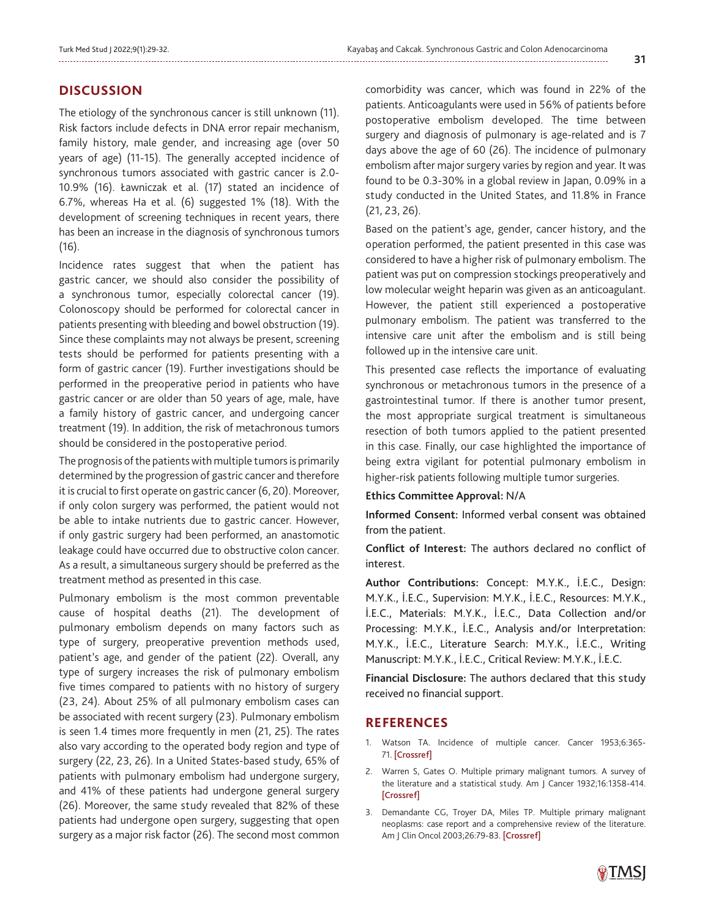## DISCUSSION

The etiology of the synchronous cancer is still unknown (11). Risk factors include defects in DNA error repair mechanism, family history, male gender, and increasing age (over 50 years of age) (11-15). The generally accepted incidence of synchronous tumors associated with gastric cancer is 2.0-10.9% (16). Ławniczak et al. (17) stated an incidence of 6.7%, whereas Ha et al. (6) suggested 1% (18). With the development of screening techniques in recent years, there has been an increase in the diagnosis of synchronous tumors (16).

Incidence rates suggest that when the patient has gastric cancer, we should also consider the possibility of a synchronous tumor, especially colorectal cancer (19). Colonoscopy should be performed for colorectal cancer in patients presenting with bleeding and bowel obstruction (19). Since these complaints may not always be present, screening tests should be performed for patients presenting with a form of gastric cancer (19). Further investigations should be performed in the preoperative period in patients who have gastric cancer or are older than 50 years of age, male, have a family history of gastric cancer, and undergoing cancer treatment (19). In addition, the risk of metachronous tumors should be considered in the postoperative period.

The prognosis of the patients with multiple tumors is primarily determined by the progression of gastric cancer and therefore it is crucial to first operate on gastric cancer (6, 20). Moreover, if only colon surgery was performed, the patient would not be able to intake nutrients due to gastric cancer. However, if only gastric surgery had been performed, an anastomotic leakage could have occurred due to obstructive colon cancer. As a result, a simultaneous surgery should be preferred as the treatment method as presented in this case.

Pulmonary embolism is the most common preventable cause of hospital deaths (21). The development of pulmonary embolism depends on many factors such as type of surgery, preoperative prevention methods used, patient's age, and gender of the patient (22). Overall, any type of surgery increases the risk of pulmonary embolism five times compared to patients with no history of surgery (23, 24). About 25% of all pulmonary embolism cases can be associated with recent surgery (23). Pulmonary embolism is seen 1.4 times more frequently in men (21, 25). The rates also vary according to the operated body region and type of surgery (22, 23, 26). In a United States-based study, 65% of patients with pulmonary embolism had undergone surgery, and 41% of these patients had undergone general surgery (26). Moreover, the same study revealed that 82% of these patients had undergone open surgery, suggesting that open surgery as a major risk factor (26). The second most common comorbidity was cancer, which was found in 22% of the patients. Anticoagulants were used in 56% of patients before postoperative embolism developed. The time between surgery and diagnosis of pulmonary is age-related and is 7 days above the age of 60 (26). The incidence of pulmonary embolism after major surgery varies by region and year. It was found to be 0.3-30% in a global review in Japan, 0.09% in a study conducted in the United States, and 11.8% in France (21, 23, 26).

Based on the patient's age, gender, cancer history, and the operation performed, the patient presented in this case was considered to have a higher risk of pulmonary embolism. The patient was put on compression stockings preoperatively and low molecular weight heparin was given as an anticoagulant. However, the patient still experienced a postoperative pulmonary embolism. The patient was transferred to the intensive care unit after the embolism and is still being followed up in the intensive care unit.

This presented case reflects the importance of evaluating synchronous or metachronous tumors in the presence of a gastrointestinal tumor. If there is another tumor present, the most appropriate surgical treatment is simultaneous resection of both tumors applied to the patient presented in this case. Finally, our case highlighted the importance of being extra vigilant for potential pulmonary embolism in higher-risk patients following multiple tumor surgeries.

**Ethics Committee Approval:** N/A

**Informed Consent:** Informed verbal consent was obtained from the patient.

**Conflict of Interest:** The authors declared no conflict of interest.

**Author Contributions:** Concept: M.Y.K., İ.E.C., Design: M.Y.K., İ.E.C., Supervision: M.Y.K., İ.E.C., Resources: M.Y.K., İ.E.C., Materials: M.Y.K., İ.E.C., Data Collection and/or Processing: M.Y.K., İ.E.C., Analysis and/or Interpretation: M.Y.K., İ.E.C., Literature Search: M.Y.K., İ.E.C., Writing Manuscript: M.Y.K., İ.E.C., Critical Review: M.Y.K., İ.E.C.

**Financial Disclosure:** The authors declared that this study received no financial support.

## REFERENCES

1. Watson TA. Incidence of multiple cancer. Cancer 1953;6:365-71. [Crossref]
2. Warren S, Gates O. Multiple primary malignant tumors. A survey of the literature and a statistical study. Am J Cancer 1932;16:1358-414. [Crossref]
3. Demandante CG, Troyer DA, Miles TP. Multiple primary malignant neoplasms: case report and a comprehensive review of the literature. Am J Clin Oncol 2003;26:79-83. [Crossref]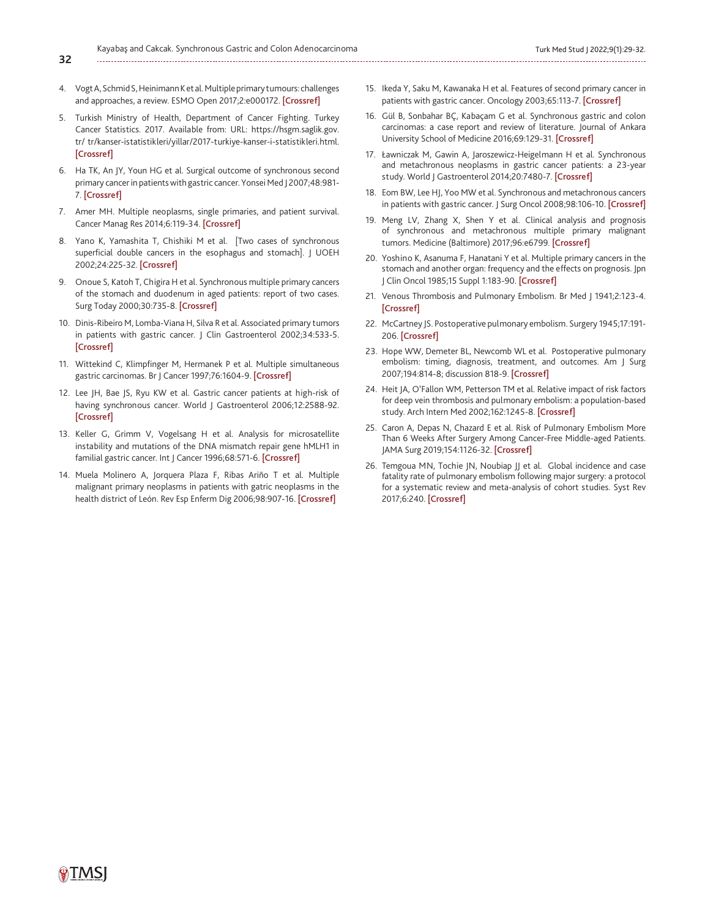4. Vogt A, Schmid S, Heinimann K et al. Multiple primary tumours: challenges and approaches, a review. ESMO Open 2017;2:e000172. [Crossref]
5. Turkish Ministry of Health, Department of Cancer Fighting. Turkey Cancer Statistics. 2017. Available from: URL: https://hsgm.saglik.gov.tr/ tr/kanser-istatistikleri/yillar/2017-turkiye-kanser-i-statistikleri.html. [Crossref]
6. Ha TK, An JY, Youn HG et al. Surgical outcome of synchronous second primary cancer in patients with gastric cancer. Yonsei Med J 2007;48:981-7. [Crossref]
7. Amer MH. Multiple neoplasms, single primaries, and patient survival. Cancer Manag Res 2014;6:119-34. [Crossref]
8. Yano K, Yamashita T, Chishiki M et al. [Two cases of synchronous superficial double cancers in the esophagus and stomach]. J UOEH 2002;24:225-32. [Crossref]
9. Onoue S, Katoh T, Chigira H et al. Synchronous multiple primary cancers of the stomach and duodenum in aged patients: report of two cases. Surg Today 2000;30:735-8. [Crossref]
10. Dinis-Ribeiro M, Lomba-Viana H, Silva R et al. Associated primary tumors in patients with gastric cancer. J Clin Gastroenterol 2002;34:533-5. [Crossref]
11. Wittekind C, Klimpfinger M, Hermanek P et al. Multiple simultaneous gastric carcinomas. Br J Cancer 1997;76:1604-9. [Crossref]
12. Lee JH, Bae JS, Ryu KW et al. Gastric cancer patients at high-risk of having synchronous cancer. World J Gastroenterol 2006;12:2588-92. [Crossref]
13. Keller G, Grimm V, Vogelsang H et al. Analysis for microsatellite instability and mutations of the DNA mismatch repair gene hMLH1 in familial gastric cancer. Int J Cancer 1996;68:571-6. [Crossref]
14. Muela Molinero A, Jorquera Plaza F, Ribas Ariño T et al. Multiple malignant primary neoplasms in patients with gatric neoplasms in the health district of León. Rev Esp Enferm Dig 2006;98:907-16. [Crossref]
15. Ikeda Y, Saku M, Kawanaka H et al. Features of second primary cancer in patients with gastric cancer. Oncology 2003;65:113-7. [Crossref]
16. Gül B, Sonbahar BÇ, Kabaçam G et al. Synchronous gastric and colon carcinomas: a case report and review of literature. Journal of Ankara University School of Medicine 2016;69:129-31. [Crossref]
17. Ławniczak M, Gawin A, Jaroszewicz-Heigelmann H et al. Synchronous and metachronous neoplasms in gastric cancer patients: a 23-year study. World J Gastroenterol 2014;20:7480-7. [Crossref]
18. Eom BW, Lee HJ, Yoo MW et al. Synchronous and metachronous cancers in patients with gastric cancer. J Surg Oncol 2008;98:106-10. [Crossref]
19. Meng LV, Zhang X, Shen Y et al. Clinical analysis and prognosis of synchronous and metachronous multiple primary malignant tumors. Medicine (Baltimore) 2017;96:e6799. [Crossref]
20. Yoshino K, Asanuma F, Hanatani Y et al. Multiple primary cancers in the stomach and another organ: frequency and the effects on prognosis. Jpn J Clin Oncol 1985;15 Suppl 1:183-90. [Crossref]
21. Venous Thrombosis and Pulmonary Embolism. Br Med J 1941;2:123-4. [Crossref]
22. McCartney JS. Postoperative pulmonary embolism. Surgery 1945;17:191-206. [Crossref]
23. Hope WW, Demeter BL, Newcomb WL et al. Postoperative pulmonary embolism: timing, diagnosis, treatment, and outcomes. Am J Surg 2007;194:814-8; discussion 818-9. [Crossref]
24. Heit JA, O'Fallon WM, Petterson TM et al. Relative impact of risk factors for deep vein thrombosis and pulmonary embolism: a population-based study. Arch Intern Med 2002;162:1245-8. [Crossref]
25. Caron A, Depas N, Chazard E et al. Risk of Pulmonary Embolism More Than 6 Weeks After Surgery Among Cancer-Free Middle-aged Patients. JAMA Surg 2019;154:1126-32. [Crossref]
26. Temgoua MN, Tochie JN, Noubiap JJ et al. Global incidence and case fatality rate of pulmonary embolism following major surgery: a protocol for a systematic review and meta-analysis of cohort studies. Syst Rev 2017;6:240. [Crossref]